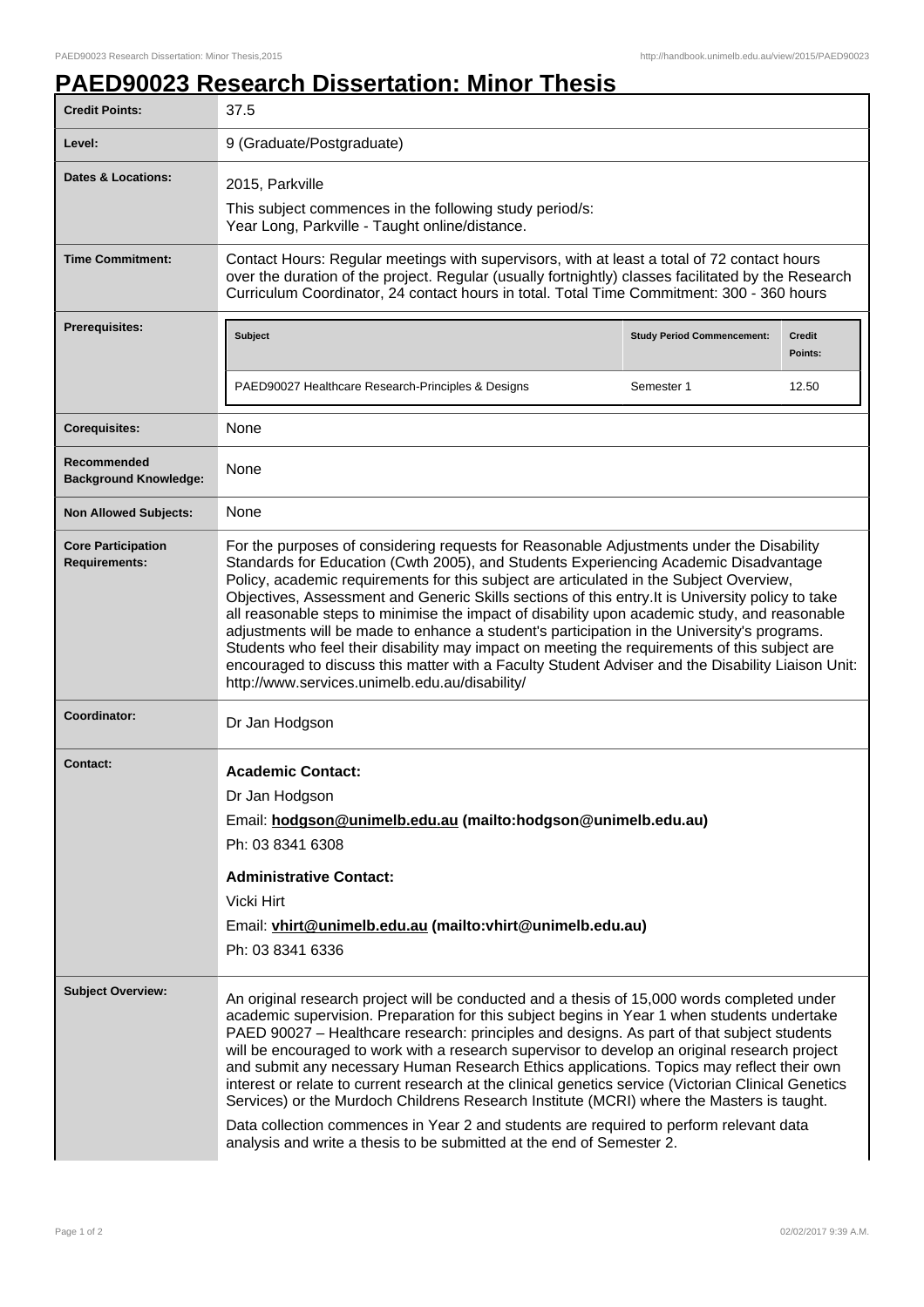# PAED90023 Research Dissertation: Minor Thesis

| | |
|---|---|
| **Credit Points:** | 37.5 |
| **Level:** | 9 (Graduate/Postgraduate) |
| **Dates & Locations:** | 2015, Parkville<br>This subject commences in the following study period/s:<br>Year Long, Parkville - Taught online/distance. |
| **Time Commitment:** | Contact Hours: Regular meetings with supervisors, with at least a total of 72 contact hours over the duration of the project. Regular (usually fortnightly) classes facilitated by the Research Curriculum Coordinator, 24 contact hours in total. Total Time Commitment: 300 - 360 hours |
| **Prerequisites:** | **Subject** / **Study Period Commencement:** / **Credit Points:**<br>PAED90027 Healthcare Research-Principles & Designs / Semester 1 / 12.50 |
| **Corequisites:** | None |
| **Recommended Background Knowledge:** | None |
| **Non Allowed Subjects:** | None |
| **Core Participation Requirements:** | For the purposes of considering requests for Reasonable Adjustments under the Disability Standards for Education (Cwth 2005), and Students Experiencing Academic Disadvantage Policy, academic requirements for this subject are articulated in the Subject Overview, Objectives, Assessment and Generic Skills sections of this entry.It is University policy to take all reasonable steps to minimise the impact of disability upon academic study, and reasonable adjustments will be made to enhance a student's participation in the University's programs. Students who feel their disability may impact on meeting the requirements of this subject are encouraged to discuss this matter with a Faculty Student Adviser and the Disability Liaison Unit: http://www.services.unimelb.edu.au/disability/ |
| **Coordinator:** | Dr Jan Hodgson |
| **Contact:** | **Academic Contact:**<br>Dr Jan Hodgson<br>Email: **hodgson@unimelb.edu.au (mailto:hodgson@unimelb.edu.au)**<br>Ph: 03 8341 6308<br>**Administrative Contact:**<br>Vicki Hirt<br>Email: **vhirt@unimelb.edu.au (mailto:vhirt@unimelb.edu.au)**<br>Ph: 03 8341 6336 |
| **Subject Overview:** | An original research project will be conducted and a thesis of 15,000 words completed under academic supervision. Preparation for this subject begins in Year 1 when students undertake PAED 90027 – Healthcare research: principles and designs. As part of that subject students will be encouraged to work with a research supervisor to develop an original research project and submit any necessary Human Research Ethics applications. Topics may reflect their own interest or relate to current research at the clinical genetics service (Victorian Clinical Genetics Services) or the Murdoch Childrens Research Institute (MCRI) where the Masters is taught.<br>Data collection commences in Year 2 and students are required to perform relevant data analysis and write a thesis to be submitted at the end of Semester 2. |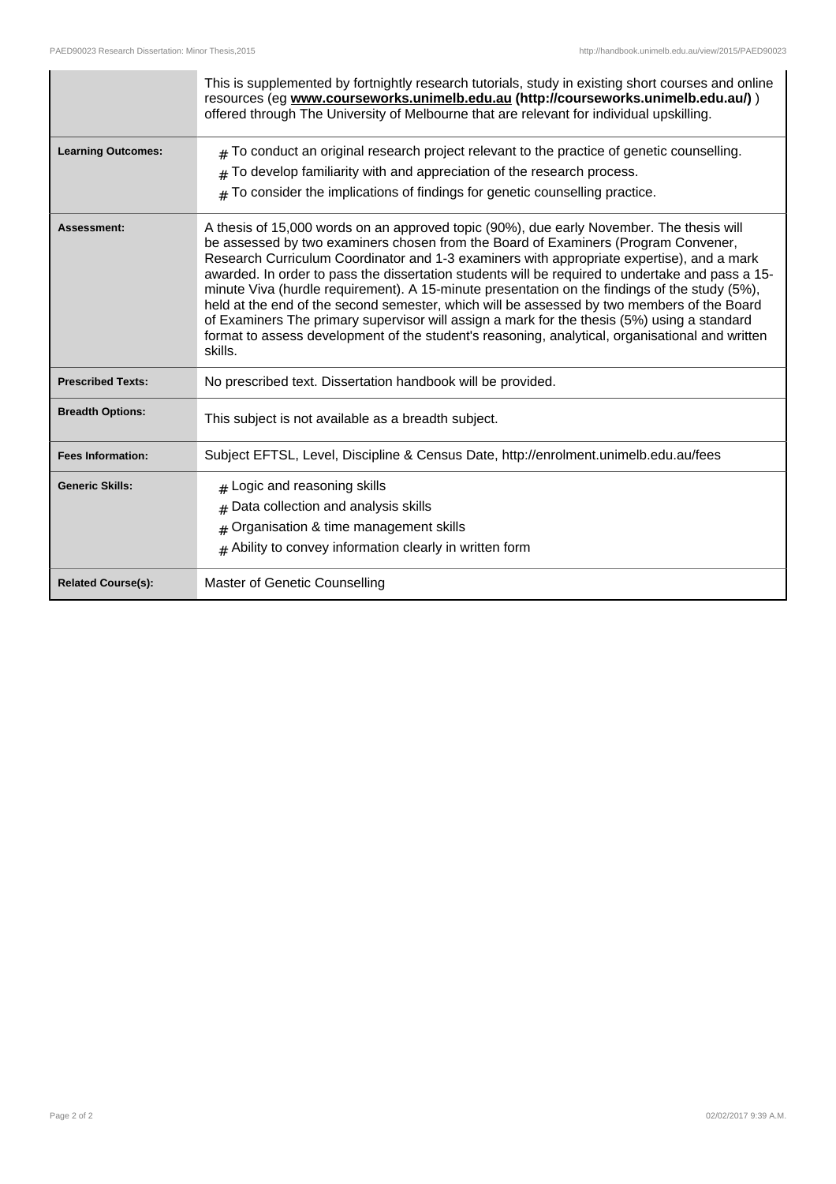| | |
|---|---|
| | This is supplemented by fortnightly research tutorials, study in existing short courses and online resources (eg **www.courseworks.unimelb.edu.au (http://courseworks.unimelb.edu.au/)** ) offered through The University of Melbourne that are relevant for individual upskilling. |
| **Learning Outcomes:** | # To conduct an original research project relevant to the practice of genetic counselling.<br># To develop familiarity with and appreciation of the research process.<br># To consider the implications of findings for genetic counselling practice. |
| **Assessment:** | A thesis of 15,000 words on an approved topic (90%), due early November. The thesis will be assessed by two examiners chosen from the Board of Examiners (Program Convener, Research Curriculum Coordinator and 1-3 examiners with appropriate expertise), and a mark awarded. In order to pass the dissertation students will be required to undertake and pass a 15-minute Viva (hurdle requirement). A 15-minute presentation on the findings of the study (5%), held at the end of the second semester, which will be assessed by two members of the Board of Examiners The primary supervisor will assign a mark for the thesis (5%) using a standard format to assess development of the student's reasoning, analytical, organisational and written skills. |
| **Prescribed Texts:** | No prescribed text. Dissertation handbook will be provided. |
| **Breadth Options:** | This subject is not available as a breadth subject. |
| **Fees Information:** | Subject EFTSL, Level, Discipline & Census Date, http://enrolment.unimelb.edu.au/fees |
| **Generic Skills:** | # Logic and reasoning skills<br># Data collection and analysis skills<br># Organisation & time management skills<br># Ability to convey information clearly in written form |
| **Related Course(s):** | Master of Genetic Counselling |